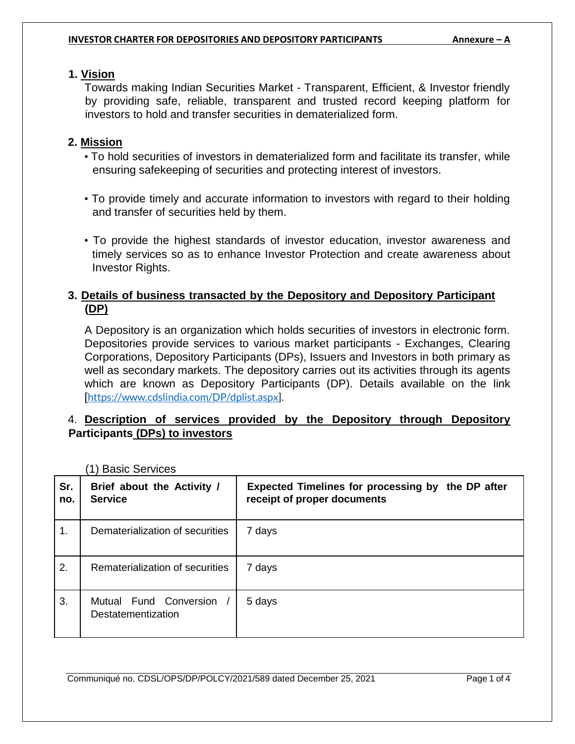**INVESTOR CHARTER FOR DEPOSITORIES AND DEPOSITORY PARTICIPANTS** **Annexure – A**

## 1. Vision

Towards making Indian Securities Market - Transparent, Efficient, & Investor friendly by providing safe, reliable, transparent and trusted record keeping platform for investors to hold and transfer securities in dematerialized form.

## 2. Mission

- To hold securities of investors in dematerialized form and facilitate its transfer, while ensuring safekeeping of securities and protecting interest of investors.

- To provide timely and accurate information to investors with regard to their holding and transfer of securities held by them.

- To provide the highest standards of investor education, investor awareness and timely services so as to enhance Investor Protection and create awareness about Investor Rights.

## 3. Details of business transacted by the Depository and Depository Participant (DP)

A Depository is an organization which holds securities of investors in electronic form. Depositories provide services to various market participants - Exchanges, Clearing Corporations, Depository Participants (DPs), Issuers and Investors in both primary as well as secondary markets. The depository carries out its activities through its agents which are known as Depository Participants (DP). Details available on the link [https://www.cdslindia.com/DP/dplist.aspx].

## 4. Description of services provided by the Depository through Depository Participants (DPs) to investors

(1) Basic Services

| Sr. no. | Brief about the Activity / Service | Expected Timelines for processing by the DP after receipt of proper documents |
|---|---|---|
| 1. | Dematerialization of securities | 7 days |
| 2. | Rematerialization of securities | 7 days |
| 3. | Mutual Fund Conversion / Destatementization | 5 days |

Communiqué no. CDSL/OPS/DP/POLCY/2021/589 dated December 25, 2021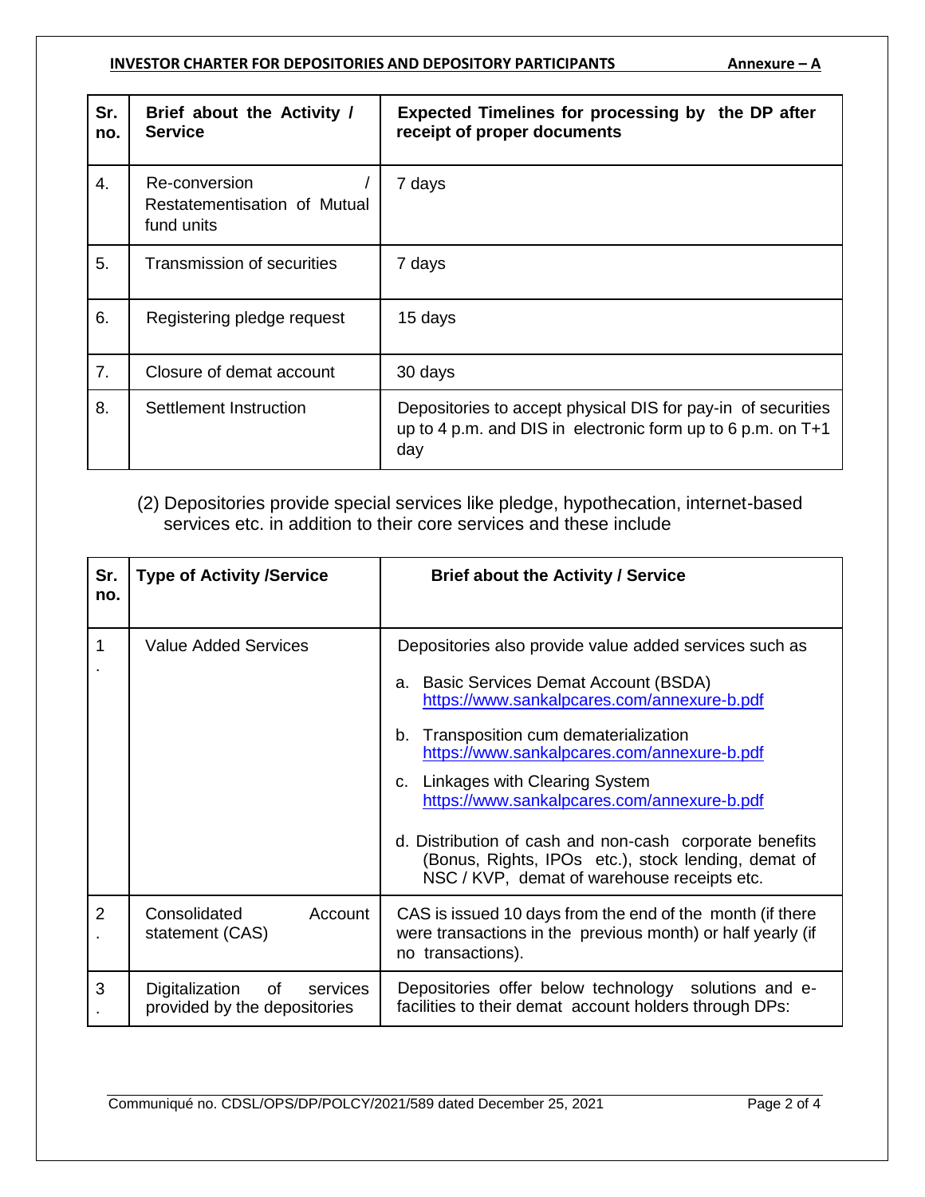| Sr. no. | Brief about the Activity / Service | Expected Timelines for processing by the DP after receipt of proper documents |
|---|---|---|
| 4. | Re-conversion / Restatementisation of Mutual fund units | 7 days |
| 5. | Transmission of securities | 7 days |
| 6. | Registering pledge request | 15 days |
| 7. | Closure of demat account | 30 days |
| 8. | Settlement Instruction | Depositories to accept physical DIS for pay-in of securities up to 4 p.m. and DIS in electronic form up to 6 p.m. on T+1 day |

(2) Depositories provide special services like pledge, hypothecation, internet-based services etc. in addition to their core services and these include

| Sr. no. | Type of Activity /Service | Brief about the Activity / Service |
|---|---|---|
| 1. | Value Added Services | Depositories also provide value added services such as<br>a. Basic Services Demat Account (BSDA) https://www.sankalpcares.com/annexure-b.pdf<br>b. Transposition cum dematerialization https://www.sankalpcares.com/annexure-b.pdf<br>c. Linkages with Clearing System https://www.sankalpcares.com/annexure-b.pdf<br>d. Distribution of cash and non-cash corporate benefits (Bonus, Rights, IPOs etc.), stock lending, demat of NSC / KVP, demat of warehouse receipts etc. |
| 2. | Consolidated Account statement (CAS) | CAS is issued 10 days from the end of the month (if there were transactions in the previous month) or half yearly (if no transactions). |
| 3. | Digitalization of services provided by the depositories | Depositories offer below technology solutions and e-facilities to their demat account holders through DPs: |

Communiqué no. CDSL/OPS/DP/POLCY/2021/589 dated December 25, 2021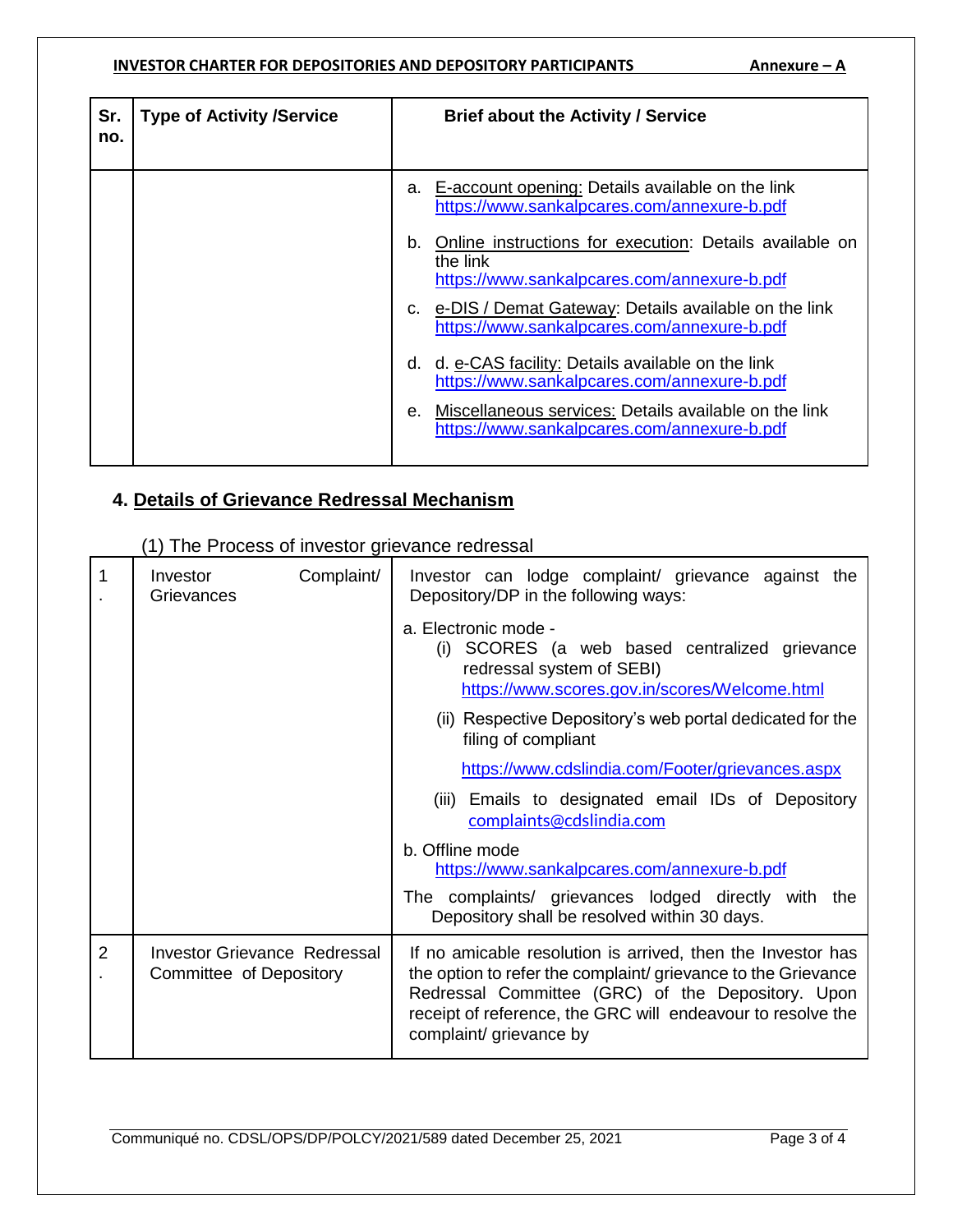**INVESTOR CHARTER FOR DEPOSITORIES AND DEPOSITORY PARTICIPANTS** **Annexure – A**

| Sr. no. | Type of Activity /Service | Brief about the Activity / Service |
|---|---|---|
| | | a. E-account opening: Details available on the link https://www.sankalpcares.com/annexure-b.pdf<br>b. Online instructions for execution: Details available on the link https://www.sankalpcares.com/annexure-b.pdf<br>c. e-DIS / Demat Gateway: Details available on the link https://www.sankalpcares.com/annexure-b.pdf<br>d. d. e-CAS facility: Details available on the link https://www.sankalpcares.com/annexure-b.pdf<br>e. Miscellaneous services: Details available on the link https://www.sankalpcares.com/annexure-b.pdf |

## 4. Details of Grievance Redressal Mechanism

(1) The Process of investor grievance redressal

| | | |
|---|---|---|
| 1. | Investor Complaint/ Grievances | Investor can lodge complaint/ grievance against the Depository/DP in the following ways:<br>a. Electronic mode -<br>(i) SCORES (a web based centralized grievance redressal system of SEBI) https://www.scores.gov.in/scores/Welcome.html<br>(ii) Respective Depository's web portal dedicated for the filing of compliant https://www.cdslindia.com/Footer/grievances.aspx<br>(iii) Emails to designated email IDs of Depository complaints@cdslindia.com<br>b. Offline mode https://www.sankalpcares.com/annexure-b.pdf<br>The complaints/ grievances lodged directly with the Depository shall be resolved within 30 days. |
| 2. | Investor Grievance Redressal Committee of Depository | If no amicable resolution is arrived, then the Investor has the option to refer the complaint/ grievance to the Grievance Redressal Committee (GRC) of the Depository. Upon receipt of reference, the GRC will endeavour to resolve the complaint/ grievance by |

Communiqué no. CDSL/OPS/DP/POLCY/2021/589 dated December 25, 2021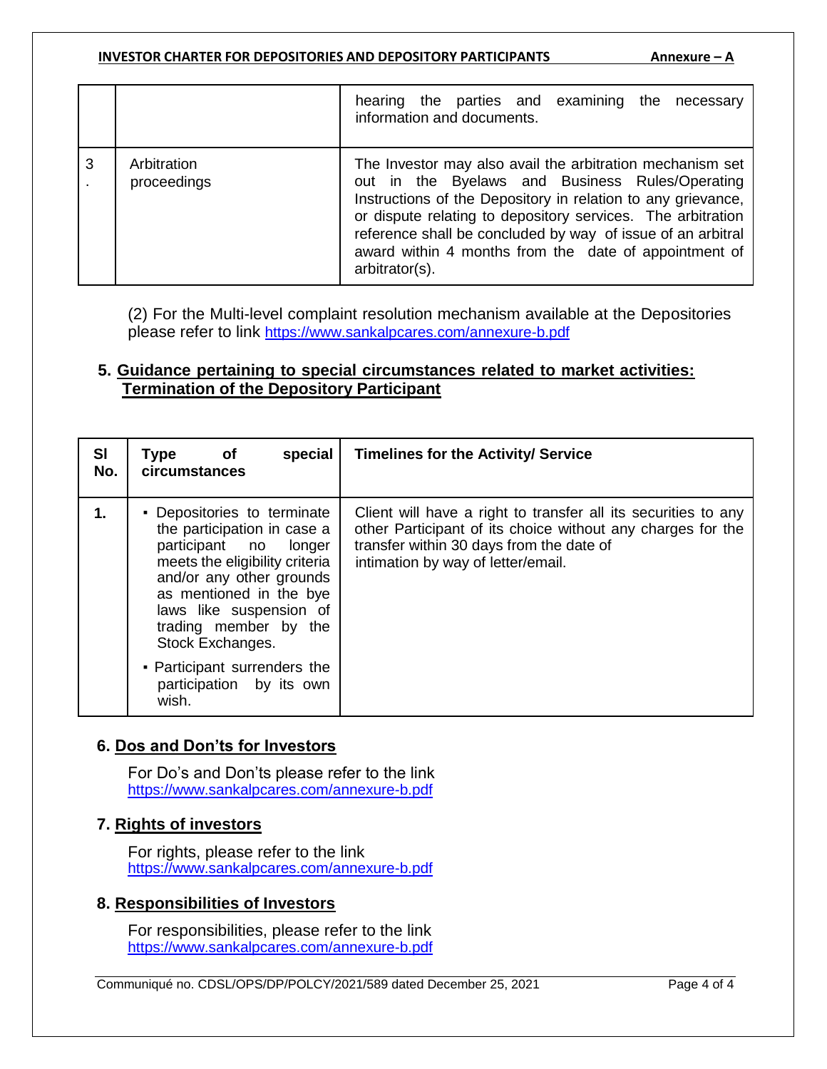| | | |
|---|---|---|
| | | hearing the parties and examining the necessary information and documents. |
| 3. | Arbitration proceedings | The Investor may also avail the arbitration mechanism set out in the Byelaws and Business Rules/Operating Instructions of the Depository in relation to any grievance, or dispute relating to depository services. The arbitration reference shall be concluded by way of issue of an arbitral award within 4 months from the date of appointment of arbitrator(s). |

(2) For the Multi-level complaint resolution mechanism available at the Depositories please refer to link https://www.sankalpcares.com/annexure-b.pdf

## 5. Guidance pertaining to special circumstances related to market activities: Termination of the Depository Participant

| Sl No. | Type of special circumstances | Timelines for the Activity/ Service |
|---|---|---|
| 1. | ▪ Depositories to terminate the participation in case a participant no longer meets the eligibility criteria and/or any other grounds as mentioned in the bye laws like suspension of trading member by the Stock Exchanges.<br>▪ Participant surrenders the participation by its own wish. | Client will have a right to transfer all its securities to any other Participant of its choice without any charges for the transfer within 30 days from the date of intimation by way of letter/email. |

## 6. Dos and Don'ts for Investors

For Do's and Don'ts please refer to the link https://www.sankalpcares.com/annexure-b.pdf

## 7. Rights of investors

For rights, please refer to the link https://www.sankalpcares.com/annexure-b.pdf

## 8. Responsibilities of Investors

For responsibilities, please refer to the link https://www.sankalpcares.com/annexure-b.pdf

Communiqué no. CDSL/OPS/DP/POLCY/2021/589 dated December 25, 2021